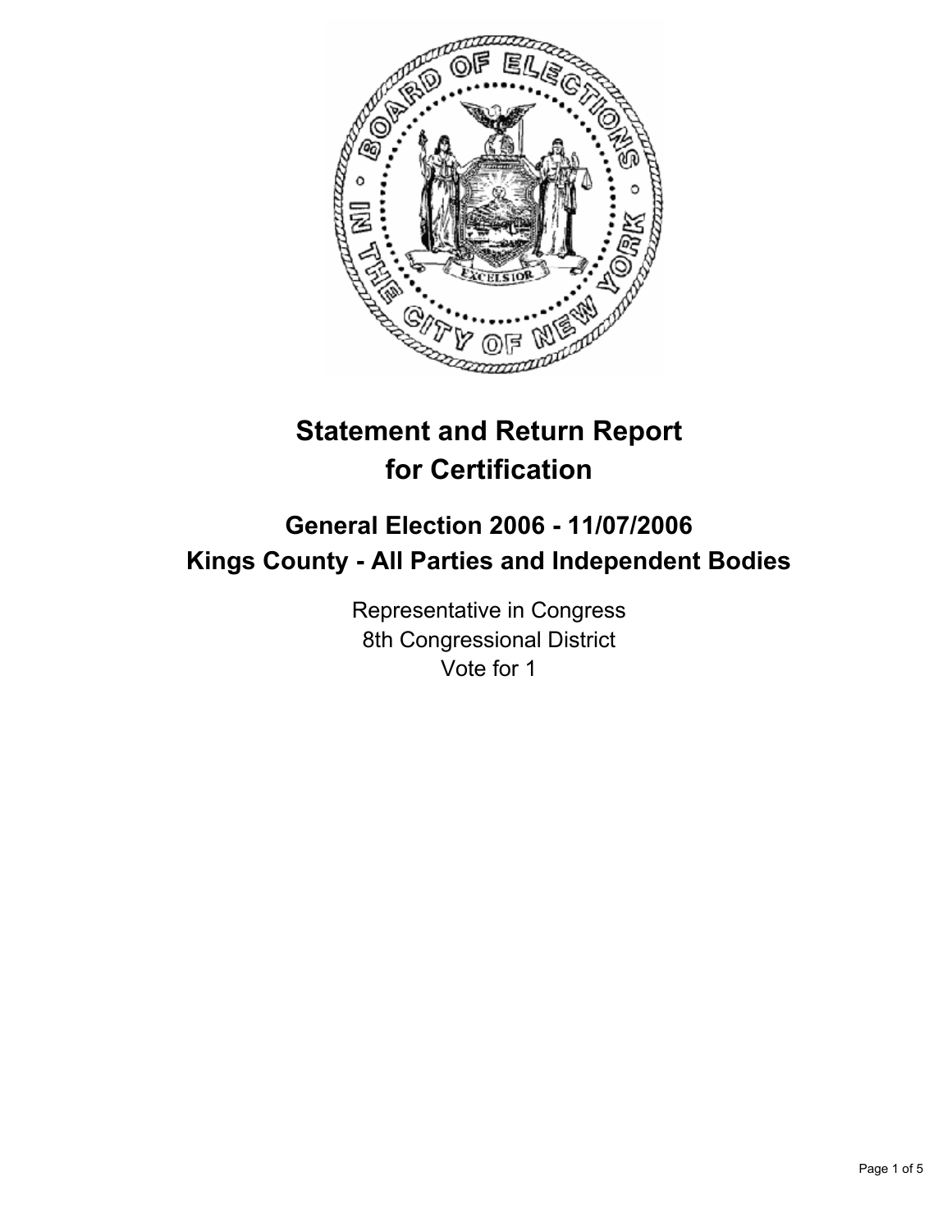# Statement and Return Report for Certification

## General Election 2006 - 11/07/2006
## Kings County - All Parties and Independent Bodies

Representative in Congress
8th Congressional District
Vote for 1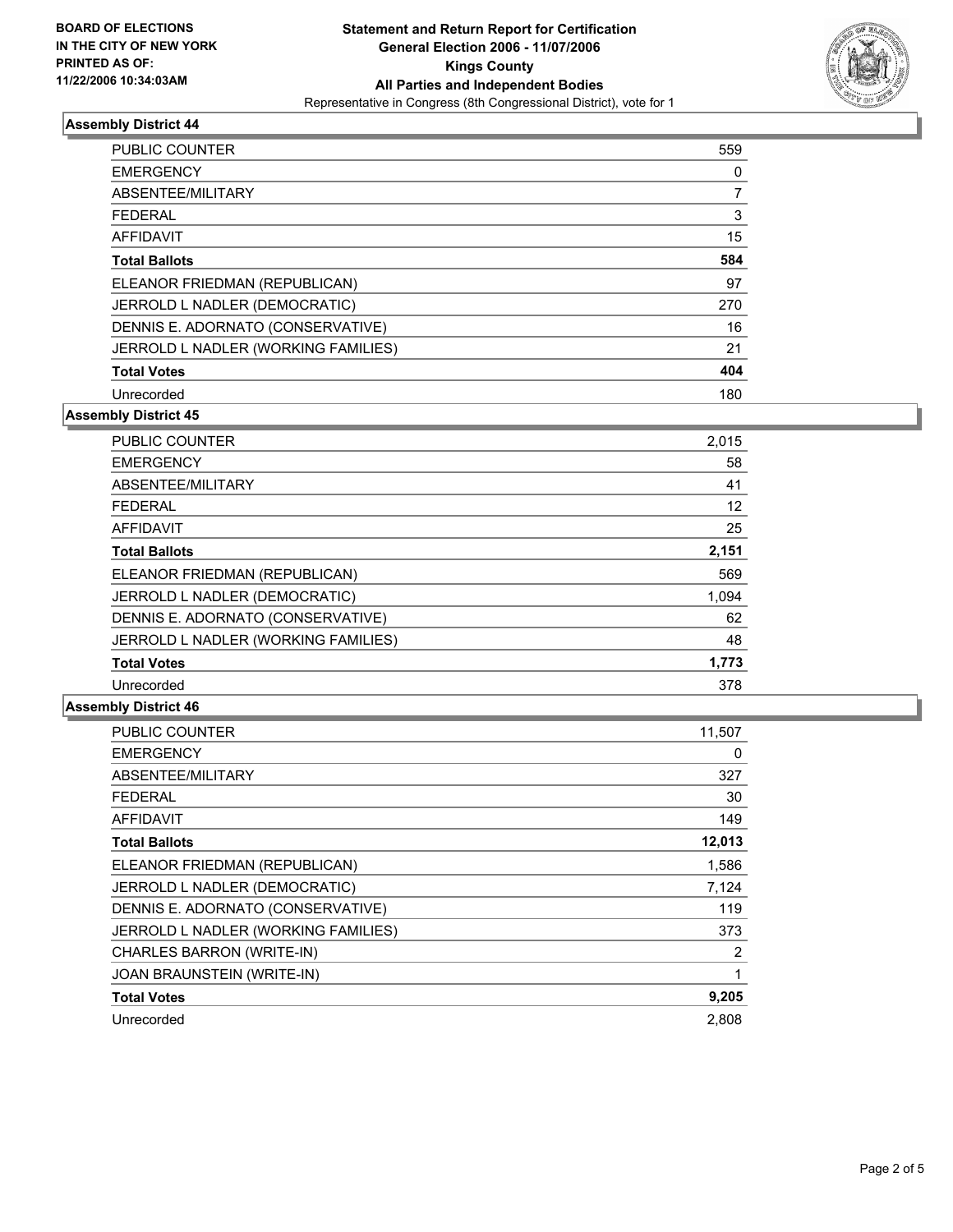**BOARD OF ELECTIONS**
**IN THE CITY OF NEW YORK**
**PRINTED AS OF:**
**11/22/2006 10:34:03AM**

**Statement and Return Report for Certification**
**General Election 2006 - 11/07/2006**
**Kings County**
**All Parties and Independent Bodies**
Representative in Congress (8th Congressional District), vote for 1

### Assembly District 44

| | |
|---|---|
| PUBLIC COUNTER | 559 |
| EMERGENCY | 0 |
| ABSENTEE/MILITARY | 7 |
| FEDERAL | 3 |
| AFFIDAVIT | 15 |
| **Total Ballots** | **584** |
| ELEANOR FRIEDMAN (REPUBLICAN) | 97 |
| JERROLD L NADLER (DEMOCRATIC) | 270 |
| DENNIS E. ADORNATO (CONSERVATIVE) | 16 |
| JERROLD L NADLER (WORKING FAMILIES) | 21 |
| **Total Votes** | **404** |
| Unrecorded | 180 |

### Assembly District 45

| | |
|---|---|
| PUBLIC COUNTER | 2,015 |
| EMERGENCY | 58 |
| ABSENTEE/MILITARY | 41 |
| FEDERAL | 12 |
| AFFIDAVIT | 25 |
| **Total Ballots** | **2,151** |
| ELEANOR FRIEDMAN (REPUBLICAN) | 569 |
| JERROLD L NADLER (DEMOCRATIC) | 1,094 |
| DENNIS E. ADORNATO (CONSERVATIVE) | 62 |
| JERROLD L NADLER (WORKING FAMILIES) | 48 |
| **Total Votes** | **1,773** |
| Unrecorded | 378 |

### Assembly District 46

| | |
|---|---|
| PUBLIC COUNTER | 11,507 |
| EMERGENCY | 0 |
| ABSENTEE/MILITARY | 327 |
| FEDERAL | 30 |
| AFFIDAVIT | 149 |
| **Total Ballots** | **12,013** |
| ELEANOR FRIEDMAN (REPUBLICAN) | 1,586 |
| JERROLD L NADLER (DEMOCRATIC) | 7,124 |
| DENNIS E. ADORNATO (CONSERVATIVE) | 119 |
| JERROLD L NADLER (WORKING FAMILIES) | 373 |
| CHARLES BARRON (WRITE-IN) | 2 |
| JOAN BRAUNSTEIN (WRITE-IN) | 1 |
| **Total Votes** | **9,205** |
| Unrecorded | 2,808 |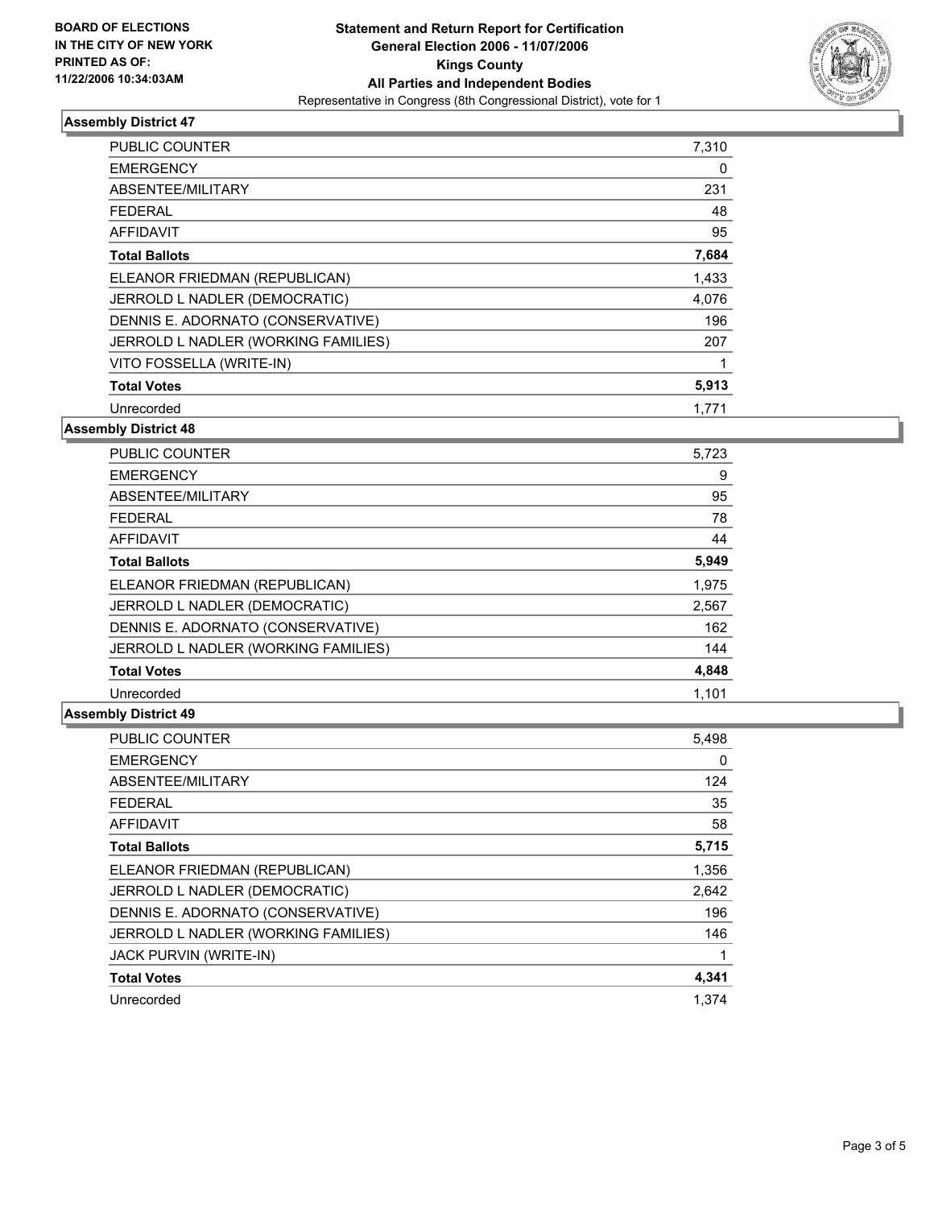**BOARD OF ELECTIONS IN THE CITY OF NEW YORK PRINTED AS OF: 11/22/2006 10:34:03AM**

# Statement and Return Report for Certification
## General Election 2006 - 11/07/2006
## Kings County
## All Parties and Independent Bodies
Representative in Congress (8th Congressional District), vote for 1

### Assembly District 47

| | |
|---|---|
| PUBLIC COUNTER | 7,310 |
| EMERGENCY | 0 |
| ABSENTEE/MILITARY | 231 |
| FEDERAL | 48 |
| AFFIDAVIT | 95 |
| **Total Ballots** | **7,684** |
| ELEANOR FRIEDMAN (REPUBLICAN) | 1,433 |
| JERROLD L NADLER (DEMOCRATIC) | 4,076 |
| DENNIS E. ADORNATO (CONSERVATIVE) | 196 |
| JERROLD L NADLER (WORKING FAMILIES) | 207 |
| VITO FOSSELLA (WRITE-IN) | 1 |
| **Total Votes** | **5,913** |
| Unrecorded | 1,771 |

### Assembly District 48

| | |
|---|---|
| PUBLIC COUNTER | 5,723 |
| EMERGENCY | 9 |
| ABSENTEE/MILITARY | 95 |
| FEDERAL | 78 |
| AFFIDAVIT | 44 |
| **Total Ballots** | **5,949** |
| ELEANOR FRIEDMAN (REPUBLICAN) | 1,975 |
| JERROLD L NADLER (DEMOCRATIC) | 2,567 |
| DENNIS E. ADORNATO (CONSERVATIVE) | 162 |
| JERROLD L NADLER (WORKING FAMILIES) | 144 |
| **Total Votes** | **4,848** |
| Unrecorded | 1,101 |

### Assembly District 49

| | |
|---|---|
| PUBLIC COUNTER | 5,498 |
| EMERGENCY | 0 |
| ABSENTEE/MILITARY | 124 |
| FEDERAL | 35 |
| AFFIDAVIT | 58 |
| **Total Ballots** | **5,715** |
| ELEANOR FRIEDMAN (REPUBLICAN) | 1,356 |
| JERROLD L NADLER (DEMOCRATIC) | 2,642 |
| DENNIS E. ADORNATO (CONSERVATIVE) | 196 |
| JERROLD L NADLER (WORKING FAMILIES) | 146 |
| JACK PURVIN (WRITE-IN) | 1 |
| **Total Votes** | **4,341** |
| Unrecorded | 1,374 |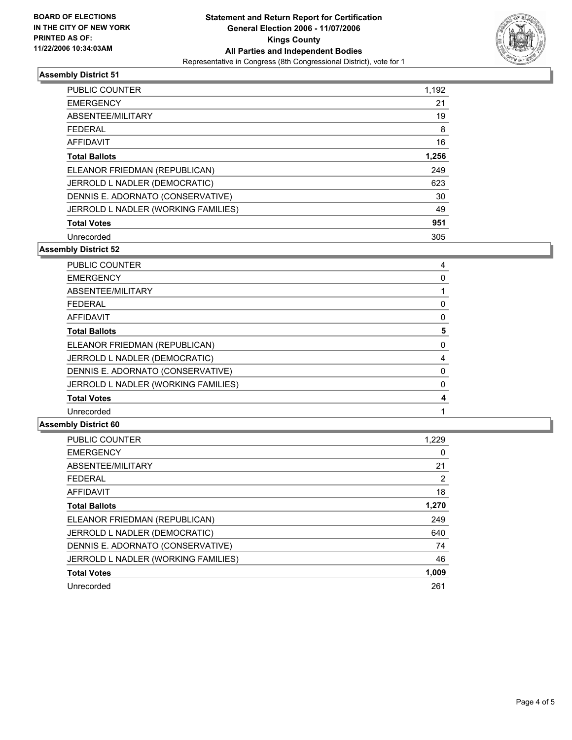**BOARD OF ELECTIONS IN THE CITY OF NEW YORK PRINTED AS OF: 11/22/2006 10:34:03AM**

# Statement and Return Report for Certification
## General Election 2006 - 11/07/2006
## Kings County
## All Parties and Independent Bodies
Representative in Congress (8th Congressional District), vote for 1

### Assembly District 51

| | |
|---|---|
| PUBLIC COUNTER | 1,192 |
| EMERGENCY | 21 |
| ABSENTEE/MILITARY | 19 |
| FEDERAL | 8 |
| AFFIDAVIT | 16 |
| **Total Ballots** | **1,256** |
| ELEANOR FRIEDMAN (REPUBLICAN) | 249 |
| JERROLD L NADLER (DEMOCRATIC) | 623 |
| DENNIS E. ADORNATO (CONSERVATIVE) | 30 |
| JERROLD L NADLER (WORKING FAMILIES) | 49 |
| **Total Votes** | **951** |
| Unrecorded | 305 |

### Assembly District 52

| | |
|---|---|
| PUBLIC COUNTER | 4 |
| EMERGENCY | 0 |
| ABSENTEE/MILITARY | 1 |
| FEDERAL | 0 |
| AFFIDAVIT | 0 |
| **Total Ballots** | **5** |
| ELEANOR FRIEDMAN (REPUBLICAN) | 0 |
| JERROLD L NADLER (DEMOCRATIC) | 4 |
| DENNIS E. ADORNATO (CONSERVATIVE) | 0 |
| JERROLD L NADLER (WORKING FAMILIES) | 0 |
| **Total Votes** | **4** |
| Unrecorded | 1 |

### Assembly District 60

| | |
|---|---|
| PUBLIC COUNTER | 1,229 |
| EMERGENCY | 0 |
| ABSENTEE/MILITARY | 21 |
| FEDERAL | 2 |
| AFFIDAVIT | 18 |
| **Total Ballots** | **1,270** |
| ELEANOR FRIEDMAN (REPUBLICAN) | 249 |
| JERROLD L NADLER (DEMOCRATIC) | 640 |
| DENNIS E. ADORNATO (CONSERVATIVE) | 74 |
| JERROLD L NADLER (WORKING FAMILIES) | 46 |
| **Total Votes** | **1,009** |
| Unrecorded | 261 |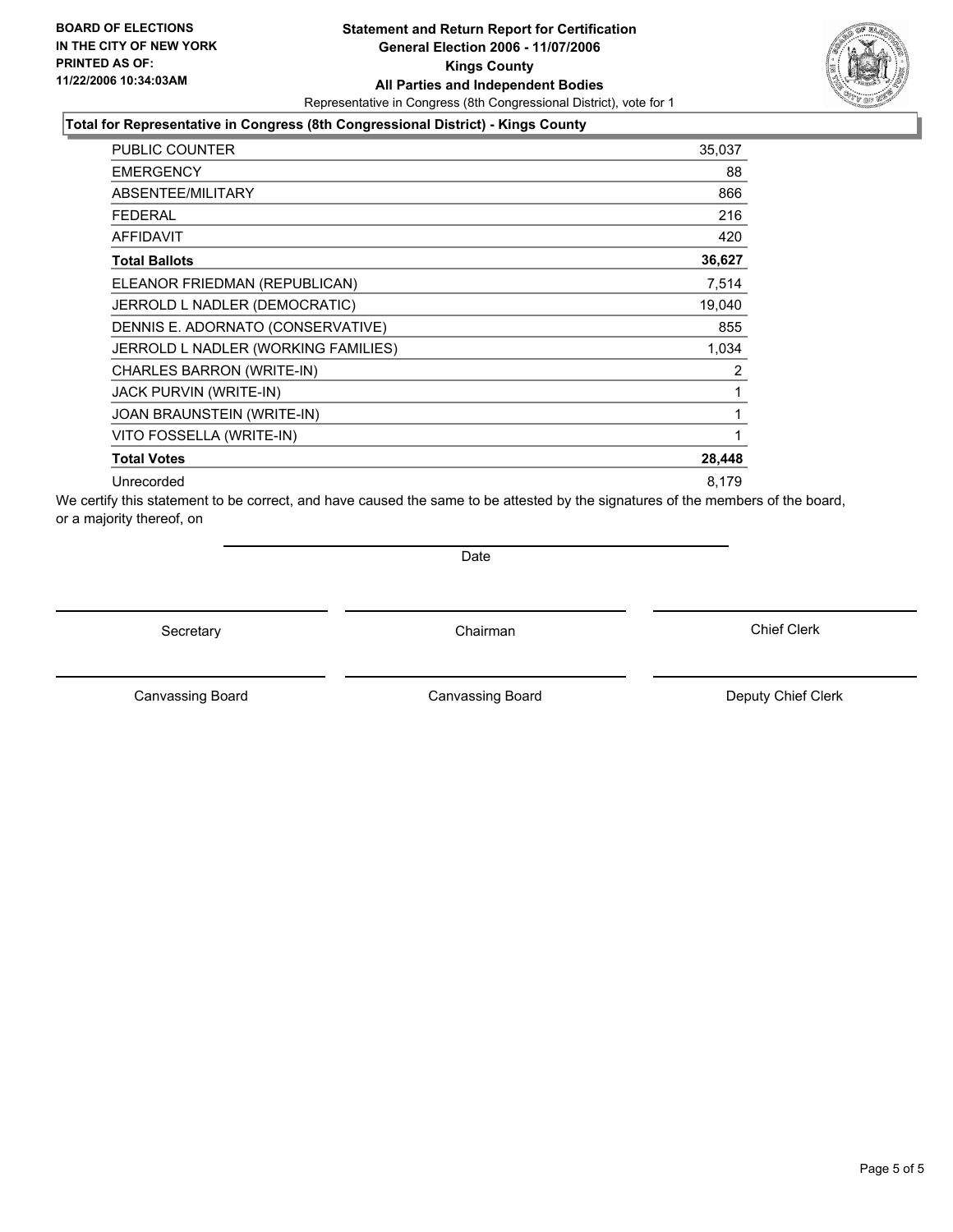**BOARD OF ELECTIONS IN THE CITY OF NEW YORK PRINTED AS OF: 11/22/2006 10:34:03AM**

# Statement and Return Report for Certification
## General Election 2006 - 11/07/2006
## Kings County
## All Parties and Independent Bodies

Representative in Congress (8th Congressional District), vote for 1

**Total for Representative in Congress (8th Congressional District) - Kings County**

| | |
|---|---|
| PUBLIC COUNTER | 35,037 |
| EMERGENCY | 88 |
| ABSENTEE/MILITARY | 866 |
| FEDERAL | 216 |
| AFFIDAVIT | 420 |
| **Total Ballots** | **36,627** |
| ELEANOR FRIEDMAN (REPUBLICAN) | 7,514 |
| JERROLD L NADLER (DEMOCRATIC) | 19,040 |
| DENNIS E. ADORNATO (CONSERVATIVE) | 855 |
| JERROLD L NADLER (WORKING FAMILIES) | 1,034 |
| CHARLES BARRON (WRITE-IN) | 2 |
| JACK PURVIN (WRITE-IN) | 1 |
| JOAN BRAUNSTEIN (WRITE-IN) | 1 |
| VITO FOSSELLA (WRITE-IN) | 1 |
| **Total Votes** | **28,448** |
| Unrecorded | 8,179 |

We certify this statement to be correct, and have caused the same to be attested by the signatures of the members of the board, or a majority thereof, on

Date

Secretary

Chairman

Chief Clerk

Canvassing Board

Canvassing Board

Deputy Chief Clerk